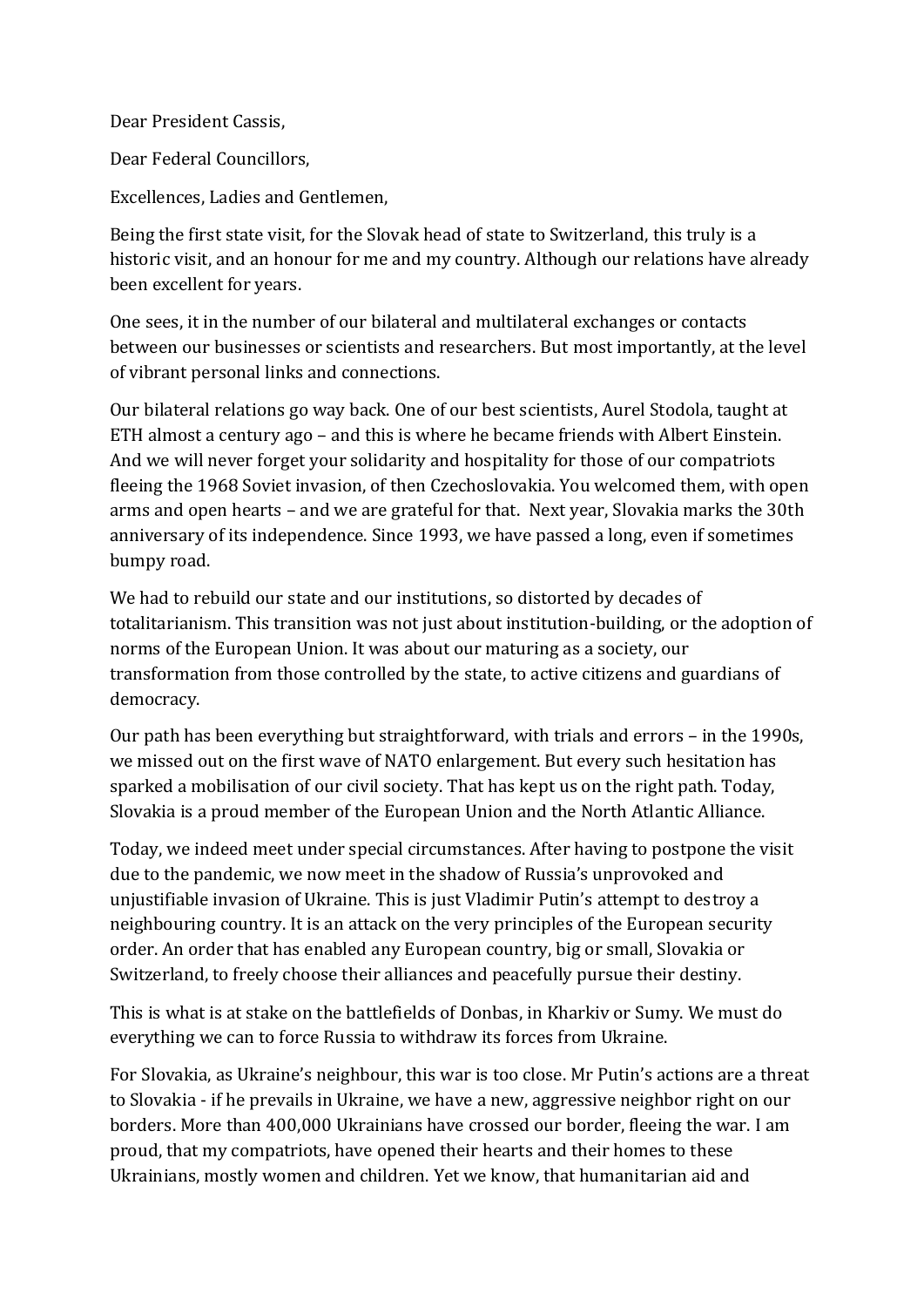Dear President Cassis,

Dear Federal Councillors,

Excellences, Ladies and Gentlemen,

Being the first state visit, for the Slovak head of state to Switzerland, this truly is a historic visit, and an honour for me and my country. Although our relations have already been excellent for years.

One sees, it in the number of our bilateral and multilateral exchanges or contacts between our businesses or scientists and researchers. But most importantly, at the level of vibrant personal links and connections.

Our bilateral relations go way back. One of our best scientists, Aurel Stodola, taught at ETH almost a century ago – and this is where he became friends with Albert Einstein. And we will never forget your solidarity and hospitality for those of our compatriots fleeing the 1968 Soviet invasion, of then Czechoslovakia. You welcomed them, with open arms and open hearts – and we are grateful for that. Next year, Slovakia marks the 30th anniversary of its independence. Since 1993, we have passed a long, even if sometimes bumpy road.

We had to rebuild our state and our institutions, so distorted by decades of totalitarianism. This transition was not just about institution-building, or the adoption of norms of the European Union. It was about our maturing as a society, our transformation from those controlled by the state, to active citizens and guardians of democracy.

Our path has been everything but straightforward, with trials and errors – in the 1990s, we missed out on the first wave of NATO enlargement. But every such hesitation has sparked a mobilisation of our civil society. That has kept us on the right path. Today, Slovakia is a proud member of the European Union and the North Atlantic Alliance.

Today, we indeed meet under special circumstances. After having to postpone the visit due to the pandemic, we now meet in the shadow of Russia's unprovoked and unjustifiable invasion of Ukraine. This is just Vladimir Putin's attempt to destroy a neighbouring country. It is an attack on the very principles of the European security order. An order that has enabled any European country, big or small, Slovakia or Switzerland, to freely choose their alliances and peacefully pursue their destiny.

This is what is at stake on the battlefields of Donbas, in Kharkiv or Sumy. We must do everything we can to force Russia to withdraw its forces from Ukraine.

For Slovakia, as Ukraine's neighbour, this war is too close. Mr Putin's actions are a threat to Slovakia - if he prevails in Ukraine, we have a new, aggressive neighbor right on our borders. More than 400,000 Ukrainians have crossed our border, fleeing the war. I am proud, that my compatriots, have opened their hearts and their homes to these Ukrainians, mostly women and children. Yet we know, that humanitarian aid and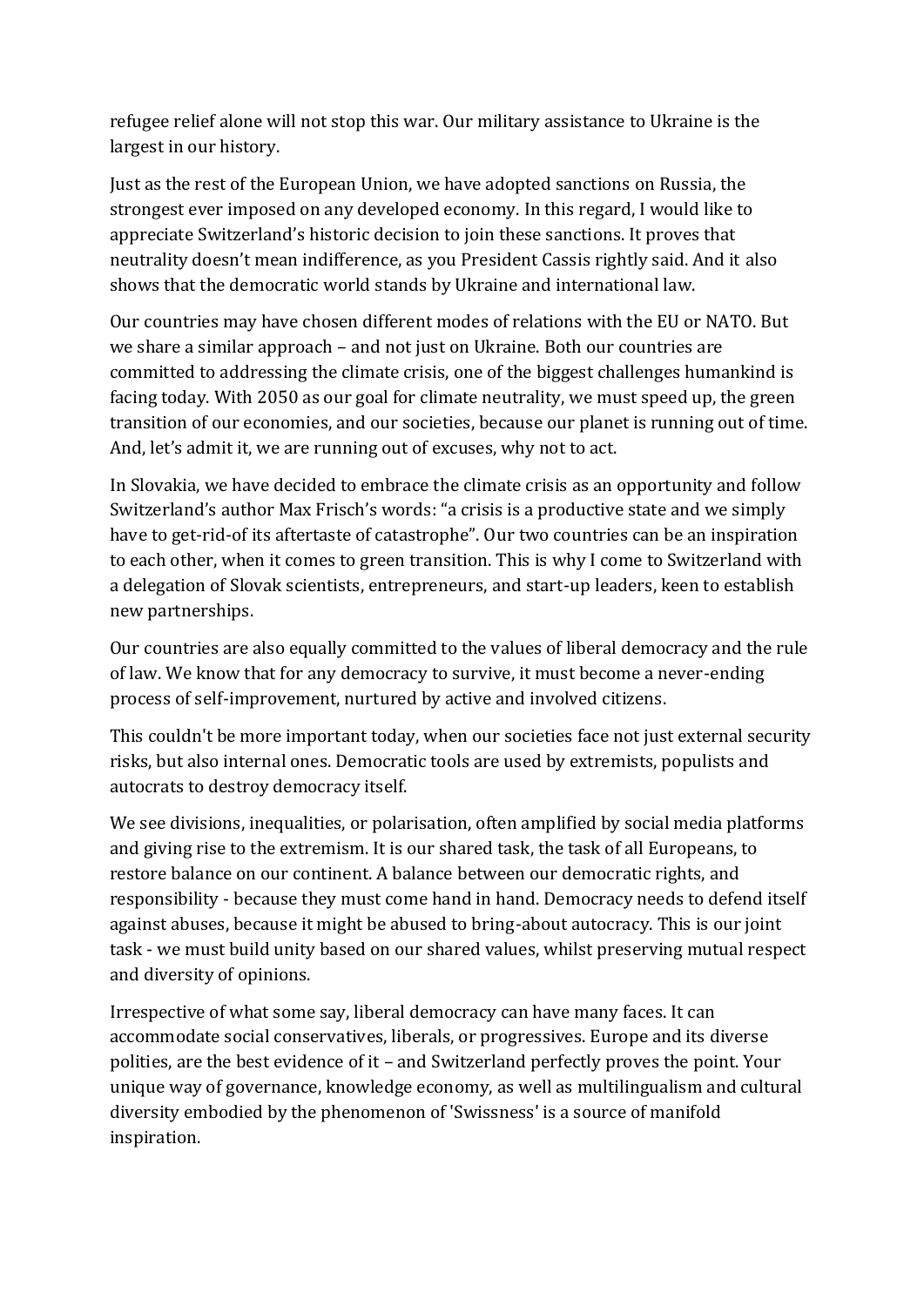refugee relief alone will not stop this war. Our military assistance to Ukraine is the largest in our history.

Just as the rest of the European Union, we have adopted sanctions on Russia, the strongest ever imposed on any developed economy. In this regard, I would like to appreciate Switzerland's historic decision to join these sanctions. It proves that neutrality doesn't mean indifference, as you President Cassis rightly said. And it also shows that the democratic world stands by Ukraine and international law.

Our countries may have chosen different modes of relations with the EU or NATO. But we share a similar approach – and not just on Ukraine. Both our countries are committed to addressing the climate crisis, one of the biggest challenges humankind is facing today. With 2050 as our goal for climate neutrality, we must speed up, the green transition of our economies, and our societies, because our planet is running out of time. And, let's admit it, we are running out of excuses, why not to act.

In Slovakia, we have decided to embrace the climate crisis as an opportunity and follow Switzerland's author Max Frisch's words: "a crisis is a productive state and we simply have to get-rid-of its aftertaste of catastrophe". Our two countries can be an inspiration to each other, when it comes to green transition. This is why I come to Switzerland with a delegation of Slovak scientists, entrepreneurs, and start-up leaders, keen to establish new partnerships.

Our countries are also equally committed to the values of liberal democracy and the rule of law. We know that for any democracy to survive, it must become a never-ending process of self-improvement, nurtured by active and involved citizens.

This couldn't be more important today, when our societies face not just external security risks, but also internal ones. Democratic tools are used by extremists, populists and autocrats to destroy democracy itself.

We see divisions, inequalities, or polarisation, often amplified by social media platforms and giving rise to the extremism. It is our shared task, the task of all Europeans, to restore balance on our continent. A balance between our democratic rights, and responsibility - because they must come hand in hand. Democracy needs to defend itself against abuses, because it might be abused to bring-about autocracy. This is our joint task - we must build unity based on our shared values, whilst preserving mutual respect and diversity of opinions.

Irrespective of what some say, liberal democracy can have many faces. It can accommodate social conservatives, liberals, or progressives. Europe and its diverse polities, are the best evidence of it – and Switzerland perfectly proves the point. Your unique way of governance, knowledge economy, as well as multilingualism and cultural diversity embodied by the phenomenon of 'Swissness' is a source of manifold inspiration.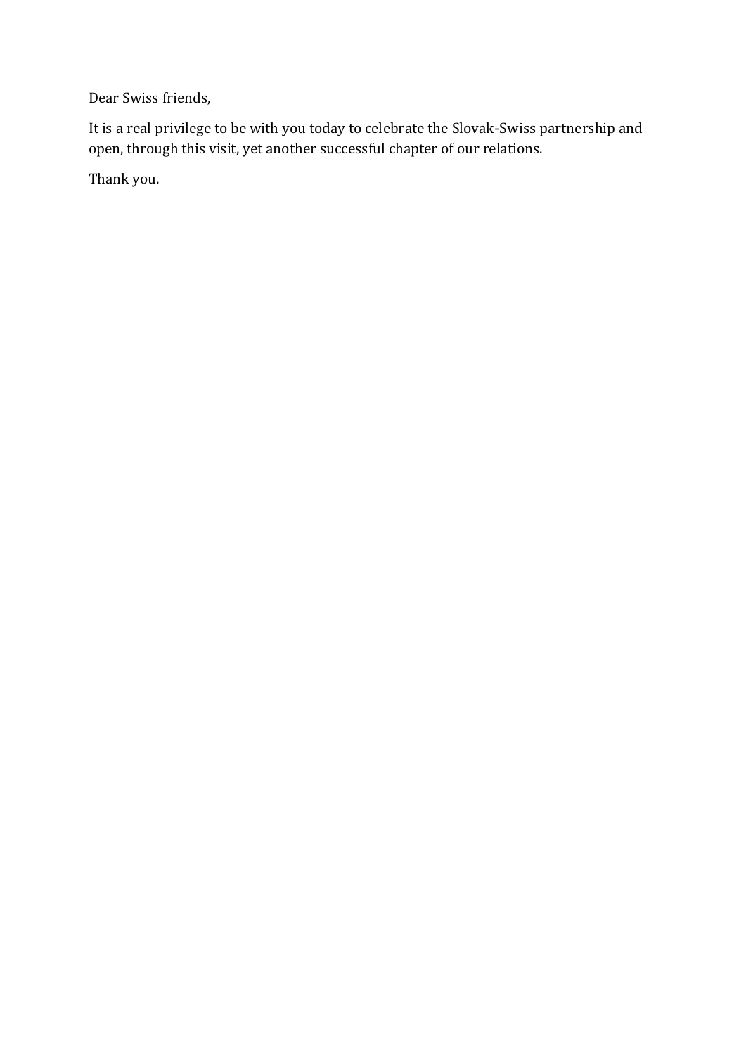Dear Swiss friends,

It is a real privilege to be with you today to celebrate the Slovak-Swiss partnership and open, through this visit, yet another successful chapter of our relations.

Thank you.